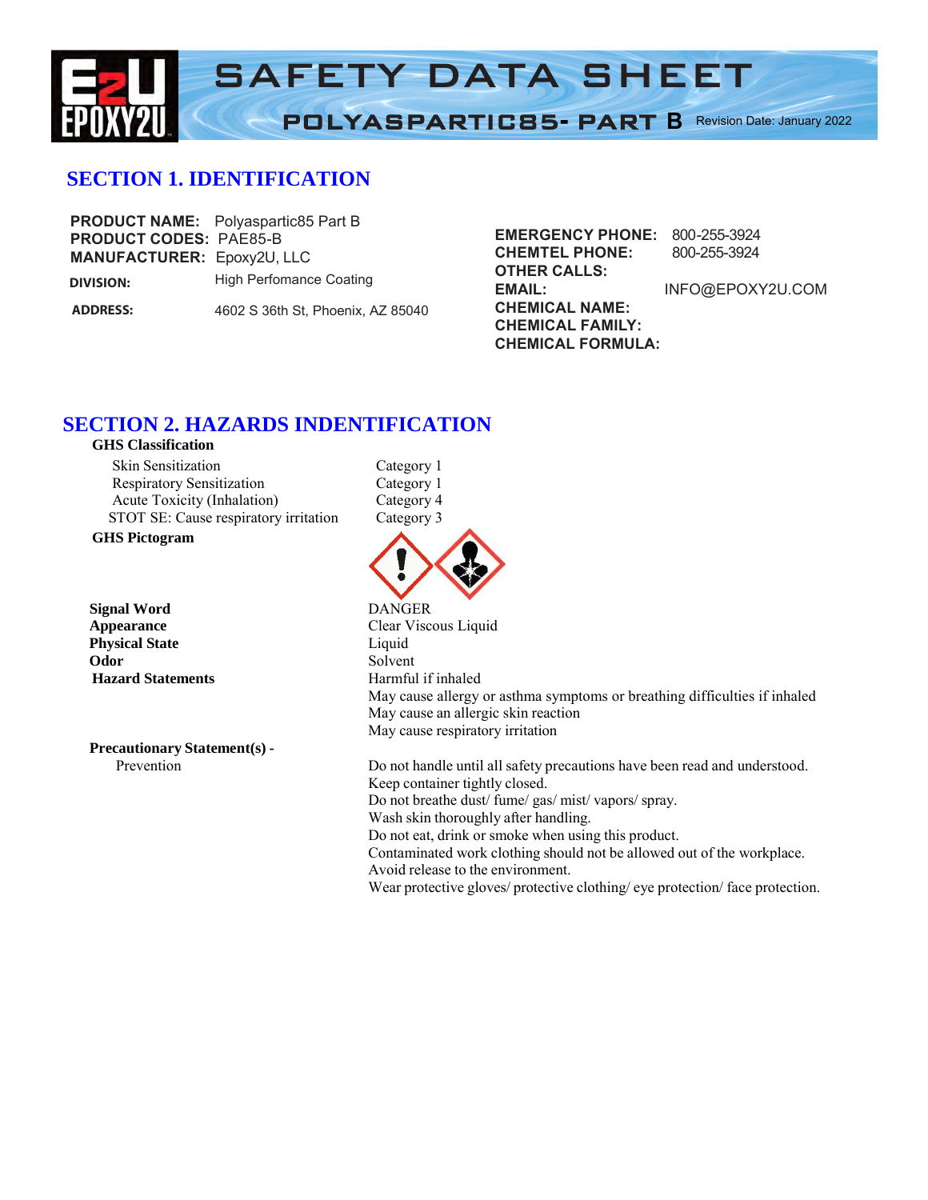# SAFETY DATA SHEET

## POLYASPARTIC85- PART B

Revision Date: January 2022

## SECTION 1. IDENTIFICATION

**PRODUCT NAME:** Polyaspartic85 Part B
**PRODUCT CODES:** PAE85-B
**MANUFACTURER:** Epoxy2U, LLC
**DIVISION:** High Perfomance Coating
**ADDRESS:** 4602 S 36th St, Phoenix, AZ 85040

**EMERGENCY PHONE:** 800-255-3924
**CHEMTEL PHONE:** 800-255-3924
**OTHER CALLS:**
**EMAIL:** INFO@EPOXY2U.COM
**CHEMICAL NAME:**
**CHEMICAL FAMILY:**
**CHEMICAL FORMULA:**

## SECTION 2. HAZARDS INDENTIFICATION

**GHS Classification**

| | |
|---|---|
| Skin Sensitization | Category 1 |
| Respiratory Sensitization | Category 1 |
| Acute Toxicity (Inhalation) | Category 4 |
| STOT SE: Cause respiratory irritation | Category 3 |

**GHS Pictogram**

**Signal Word** DANGER
**Appearance** Clear Viscous Liquid
**Physical State** Liquid
**Odor** Solvent
**Hazard Statements**
Harmful if inhaled
May cause allergy or asthma symptoms or breathing difficulties if inhaled
May cause an allergic skin reaction
May cause respiratory irritation

**Precautionary Statement(s) -**
Prevention
Do not handle until all safety precautions have been read and understood.
Keep container tightly closed.
Do not breathe dust/ fume/ gas/ mist/ vapors/ spray.
Wash skin thoroughly after handling.
Do not eat, drink or smoke when using this product.
Contaminated work clothing should not be allowed out of the workplace.
Avoid release to the environment.
Wear protective gloves/ protective clothing/ eye protection/ face protection.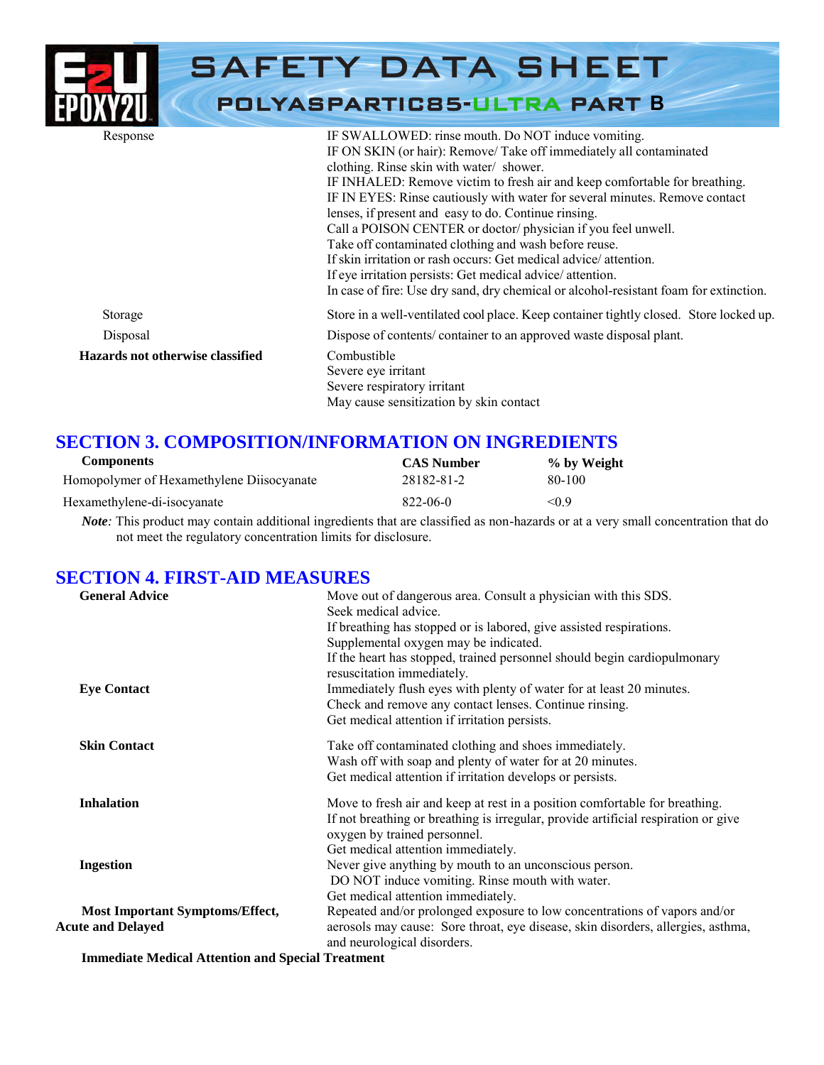| | |
|---|---|
| Response | IF SWALLOWED: rinse mouth. Do NOT induce vomiting.<br>IF ON SKIN (or hair): Remove/ Take off immediately all contaminated clothing. Rinse skin with water/ shower.<br>IF INHALED: Remove victim to fresh air and keep comfortable for breathing.<br>IF IN EYES: Rinse cautiously with water for several minutes. Remove contact lenses, if present and easy to do. Continue rinsing.<br>Call a POISON CENTER or doctor/ physician if you feel unwell.<br>Take off contaminated clothing and wash before reuse.<br>If skin irritation or rash occurs: Get medical advice/ attention.<br>If eye irritation persists: Get medical advice/ attention.<br>In case of fire: Use dry sand, dry chemical or alcohol-resistant foam for extinction. |
| Storage | Store in a well-ventilated cool place. Keep container tightly closed. Store locked up. |
| Disposal | Dispose of contents/ container to an approved waste disposal plant. |
| **Hazards not otherwise classified** | Combustible<br>Severe eye irritant<br>Severe respiratory irritant<br>May cause sensitization by skin contact |

## SECTION 3. COMPOSITION/INFORMATION ON INGREDIENTS

| Components | CAS Number | % by Weight |
|---|---|---|
| Homopolymer of Hexamethylene Diisocyanate | 28182-81-2 | 80-100 |
| Hexamethylene-di-isocyanate | 822-06-0 | <0.9 |

***Note:*** This product may contain additional ingredients that are classified as non-hazards or at a very small concentration that do not meet the regulatory concentration limits for disclosure.

## SECTION 4. FIRST-AID MEASURES

| | |
|---|---|
| **General Advice** | Move out of dangerous area. Consult a physician with this SDS.<br>Seek medical advice.<br>If breathing has stopped or is labored, give assisted respirations.<br>Supplemental oxygen may be indicated.<br>If the heart has stopped, trained personnel should begin cardiopulmonary resuscitation immediately. |
| **Eye Contact** | Immediately flush eyes with plenty of water for at least 20 minutes.<br>Check and remove any contact lenses. Continue rinsing.<br>Get medical attention if irritation persists. |
| **Skin Contact** | Take off contaminated clothing and shoes immediately.<br>Wash off with soap and plenty of water for at 20 minutes.<br>Get medical attention if irritation develops or persists. |
| **Inhalation** | Move to fresh air and keep at rest in a position comfortable for breathing.<br>If not breathing or breathing is irregular, provide artificial respiration or give oxygen by trained personnel.<br>Get medical attention immediately. |
| **Ingestion** | Never give anything by mouth to an unconscious person.<br>DO NOT induce vomiting. Rinse mouth with water.<br>Get medical attention immediately. |
| **Most Important Symptoms/Effect, Acute and Delayed** | Repeated and/or prolonged exposure to low concentrations of vapors and/or aerosols may cause: Sore throat, eye disease, skin disorders, allergies, asthma, and neurological disorders. |

**Immediate Medical Attention and Special Treatment**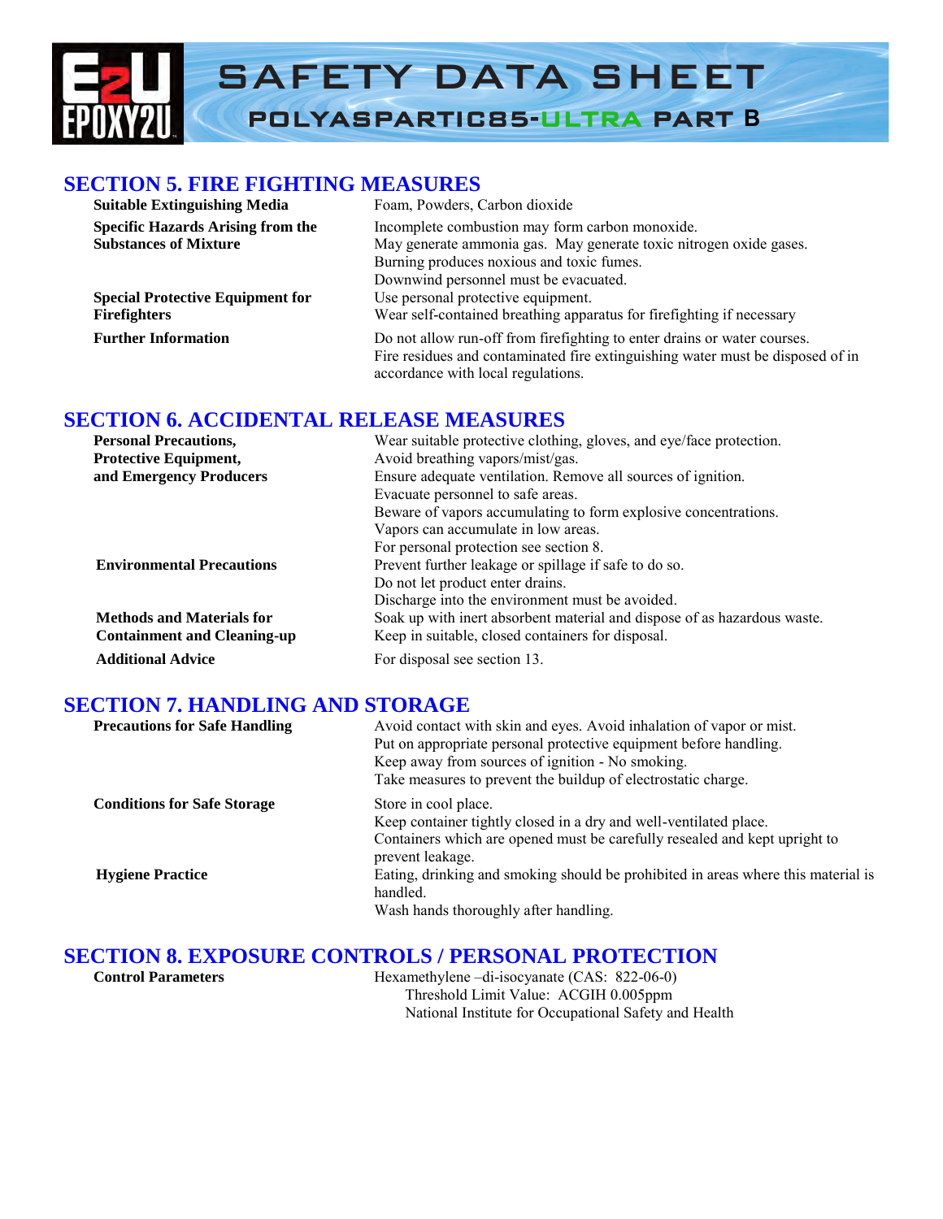## SECTION 5. FIRE FIGHTING MEASURES

| | |
|---|---|
| **Suitable Extinguishing Media** | Foam, Powders, Carbon dioxide |
| **Specific Hazards Arising from the Substances of Mixture** | Incomplete combustion may form carbon monoxide.<br>May generate ammonia gas. May generate toxic nitrogen oxide gases.<br>Burning produces noxious and toxic fumes.<br>Downwind personnel must be evacuated. |
| **Special Protective Equipment for Firefighters** | Use personal protective equipment.<br>Wear self-contained breathing apparatus for firefighting if necessary |
| **Further Information** | Do not allow run-off from firefighting to enter drains or water courses.<br>Fire residues and contaminated fire extinguishing water must be disposed of in accordance with local regulations. |

## SECTION 6. ACCIDENTAL RELEASE MEASURES

| | |
|---|---|
| **Personal Precautions, Protective Equipment, and Emergency Producers** | Wear suitable protective clothing, gloves, and eye/face protection.<br>Avoid breathing vapors/mist/gas.<br>Ensure adequate ventilation. Remove all sources of ignition.<br>Evacuate personnel to safe areas.<br>Beware of vapors accumulating to form explosive concentrations.<br>Vapors can accumulate in low areas.<br>For personal protection see section 8. |
| **Environmental Precautions** | Prevent further leakage or spillage if safe to do so.<br>Do not let product enter drains.<br>Discharge into the environment must be avoided. |
| **Methods and Materials for Containment and Cleaning-up** | Soak up with inert absorbent material and dispose of as hazardous waste.<br>Keep in suitable, closed containers for disposal. |
| **Additional Advice** | For disposal see section 13. |

## SECTION 7. HANDLING AND STORAGE

| | |
|---|---|
| **Precautions for Safe Handling** | Avoid contact with skin and eyes. Avoid inhalation of vapor or mist.<br>Put on appropriate personal protective equipment before handling.<br>Keep away from sources of ignition - No smoking.<br>Take measures to prevent the buildup of electrostatic charge. |
| **Conditions for Safe Storage** | Store in cool place.<br>Keep container tightly closed in a dry and well-ventilated place.<br>Containers which are opened must be carefully resealed and kept upright to prevent leakage. |
| **Hygiene Practice** | Eating, drinking and smoking should be prohibited in areas where this material is handled.<br>Wash hands thoroughly after handling. |

## SECTION 8. EXPOSURE CONTROLS / PERSONAL PROTECTION

| | |
|---|---|
| **Control Parameters** | Hexamethylene –di-isocyanate (CAS: 822-06-0)<br>Threshold Limit Value: ACGIH 0.005ppm<br>National Institute for Occupational Safety and Health |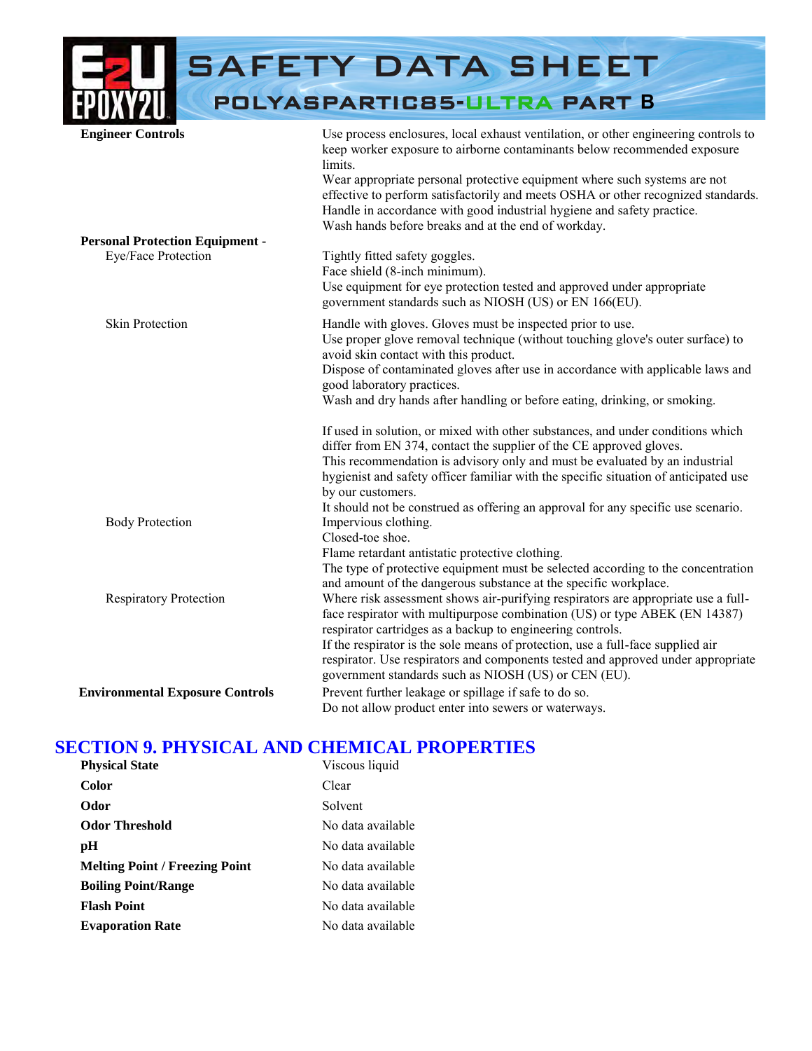| | |
|---|---|
| **Engineer Controls** | Use process enclosures, local exhaust ventilation, or other engineering controls to keep worker exposure to airborne contaminants below recommended exposure limits.<br>Wear appropriate personal protective equipment where such systems are not effective to perform satisfactorily and meets OSHA or other recognized standards.<br>Handle in accordance with good industrial hygiene and safety practice.<br>Wash hands before breaks and at the end of workday. |
| **Personal Protection Equipment -** | |
| Eye/Face Protection | Tightly fitted safety goggles.<br>Face shield (8-inch minimum).<br>Use equipment for eye protection tested and approved under appropriate government standards such as NIOSH (US) or EN 166(EU). |
| Skin Protection | Handle with gloves. Gloves must be inspected prior to use.<br>Use proper glove removal technique (without touching glove's outer surface) to avoid skin contact with this product.<br>Dispose of contaminated gloves after use in accordance with applicable laws and good laboratory practices.<br>Wash and dry hands after handling or before eating, drinking, or smoking.<br><br>If used in solution, or mixed with other substances, and under conditions which differ from EN 374, contact the supplier of the CE approved gloves.<br>This recommendation is advisory only and must be evaluated by an industrial hygienist and safety officer familiar with the specific situation of anticipated use by our customers.<br>It should not be construed as offering an approval for any specific use scenario. |
| Body Protection | Impervious clothing.<br>Closed-toe shoe.<br>Flame retardant antistatic protective clothing.<br>The type of protective equipment must be selected according to the concentration and amount of the dangerous substance at the specific workplace. |
| Respiratory Protection | Where risk assessment shows air-purifying respirators are appropriate use a full-face respirator with multipurpose combination (US) or type ABEK (EN 14387) respirator cartridges as a backup to engineering controls.<br>If the respirator is the sole means of protection, use a full-face supplied air respirator. Use respirators and components tested and approved under appropriate government standards such as NIOSH (US) or CEN (EU). |
| **Environmental Exposure Controls** | Prevent further leakage or spillage if safe to do so.<br>Do not allow product enter into sewers or waterways. |

## SECTION 9. PHYSICAL AND CHEMICAL PROPERTIES

| | |
|---|---|
| **Physical State** | Viscous liquid |
| **Color** | Clear |
| **Odor** | Solvent |
| **Odor Threshold** | No data available |
| **pH** | No data available |
| **Melting Point / Freezing Point** | No data available |
| **Boiling Point/Range** | No data available |
| **Flash Point** | No data available |
| **Evaporation Rate** | No data available |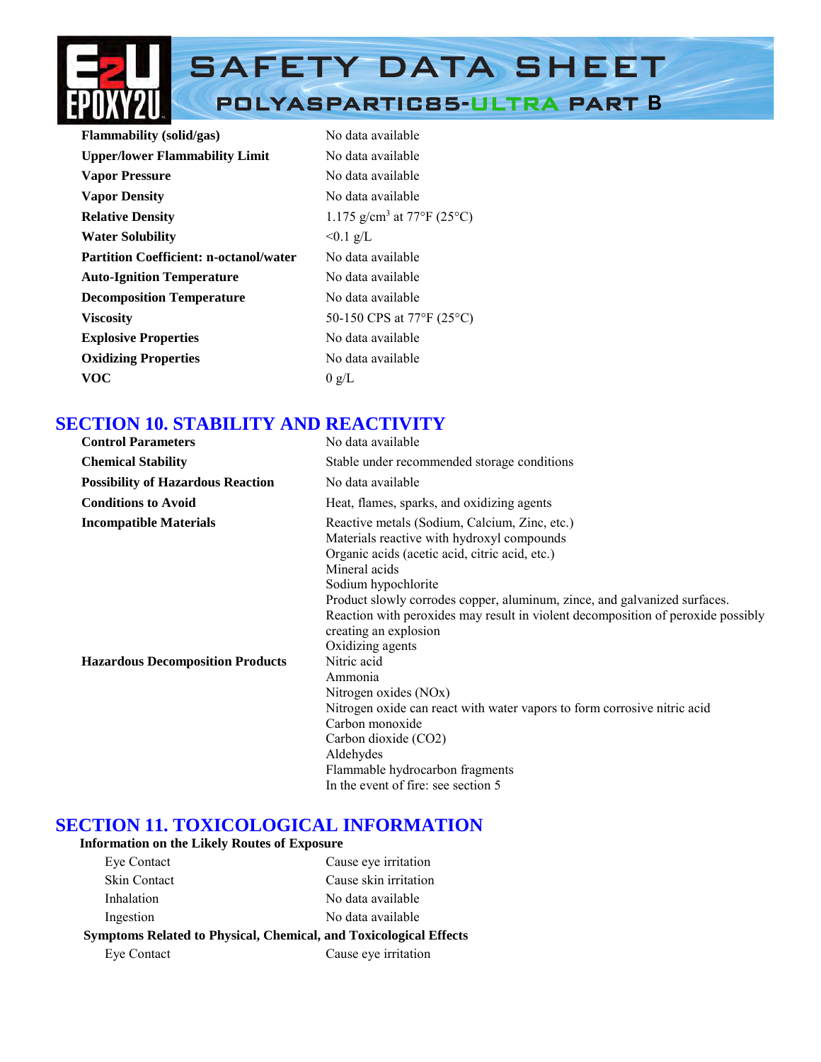| | |
|---|---|
| **Flammability (solid/gas)** | No data available |
| **Upper/lower Flammability Limit** | No data available |
| **Vapor Pressure** | No data available |
| **Vapor Density** | No data available |
| **Relative Density** | 1.175 g/cm$^3$ at 77°F (25°C) |
| **Water Solubility** | <0.1 g/L |
| **Partition Coefficient: n-octanol/water** | No data available |
| **Auto-Ignition Temperature** | No data available |
| **Decomposition Temperature** | No data available |
| **Viscosity** | 50-150 CPS at 77°F (25°C) |
| **Explosive Properties** | No data available |
| **Oxidizing Properties** | No data available |
| **VOC** | 0 g/L |

## SECTION 10. STABILITY AND REACTIVITY

| | |
|---|---|
| **Control Parameters** | No data available |
| **Chemical Stability** | Stable under recommended storage conditions |
| **Possibility of Hazardous Reaction** | No data available |
| **Conditions to Avoid** | Heat, flames, sparks, and oxidizing agents |
| **Incompatible Materials** | Reactive metals (Sodium, Calcium, Zinc, etc.)<br>Materials reactive with hydroxyl compounds<br>Organic acids (acetic acid, citric acid, etc.)<br>Mineral acids<br>Sodium hypochlorite<br>Product slowly corrodes copper, aluminum, zince, and galvanized surfaces.<br>Reaction with peroxides may result in violent decomposition of peroxide possibly creating an explosion<br>Oxidizing agents |
| **Hazardous Decomposition Products** | Nitric acid<br>Ammonia<br>Nitrogen oxides (NOx)<br>Nitrogen oxide can react with water vapors to form corrosive nitric acid<br>Carbon monoxide<br>Carbon dioxide ($CO_2$)<br>Aldehydes<br>Flammable hydrocarbon fragments<br>In the event of fire: see section 5 |

## SECTION 11. TOXICOLOGICAL INFORMATION

**Information on the Likely Routes of Exposure**

| | |
|---|---|
| Eye Contact | Cause eye irritation |
| Skin Contact | Cause skin irritation |
| Inhalation | No data available |
| Ingestion | No data available |

**Symptoms Related to Physical, Chemical, and Toxicological Effects**

| | |
|---|---|
| Eye Contact | Cause eye irritation |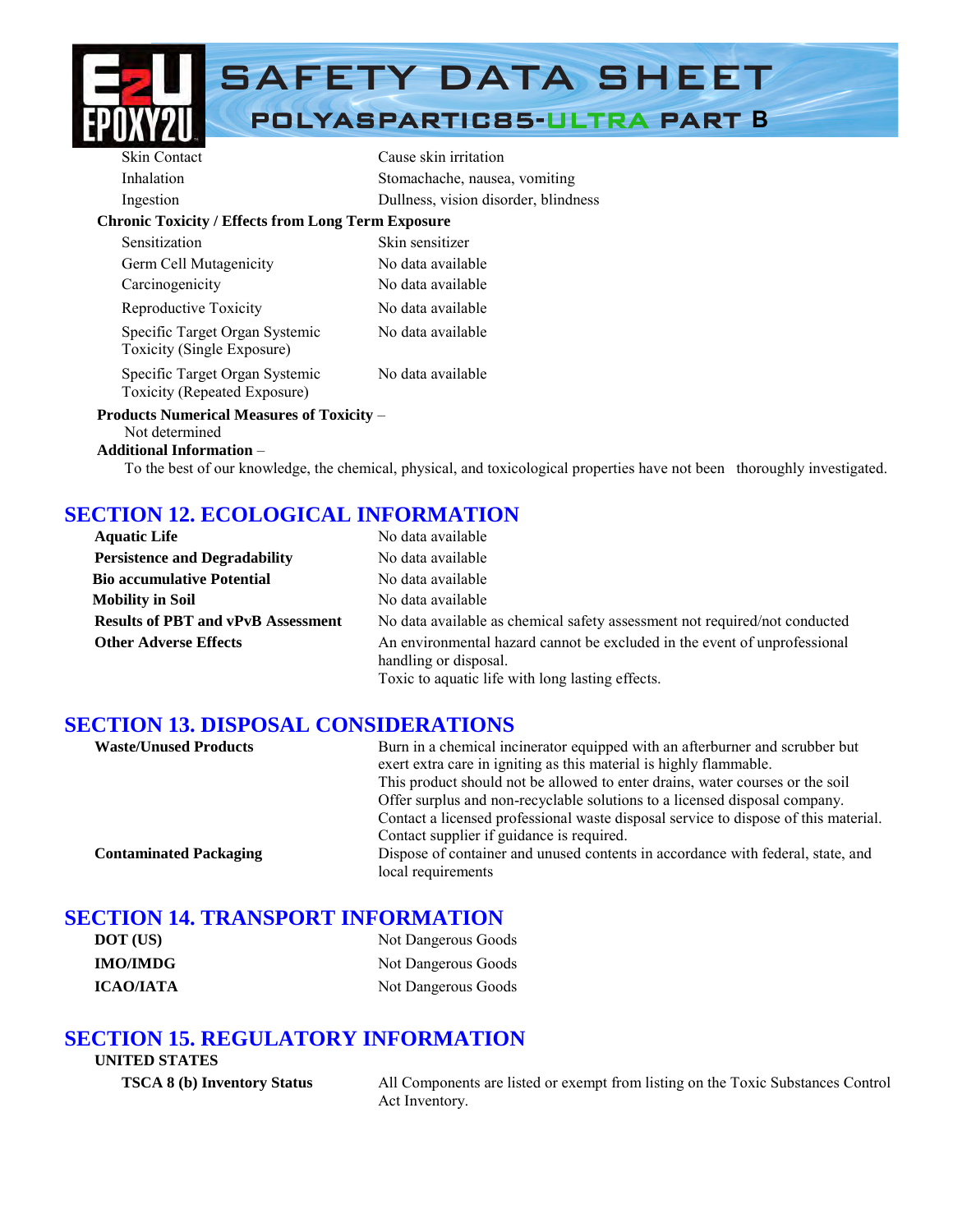| | |
|---|---|
| Skin Contact | Cause skin irritation |
| Inhalation | Stomachache, nausea, vomiting |
| Ingestion | Dullness, vision disorder, blindness |

**Chronic Toxicity / Effects from Long Term Exposure**

| | |
|---|---|
| Sensitization | Skin sensitizer |
| Germ Cell Mutagenicity | No data available |
| Carcinogenicity | No data available |
| Reproductive Toxicity | No data available |
| Specific Target Organ Systemic Toxicity (Single Exposure) | No data available |
| Specific Target Organ Systemic Toxicity (Repeated Exposure) | No data available |

**Products Numerical Measures of Toxicity** –
Not determined

**Additional Information** –
To the best of our knowledge, the chemical, physical, and toxicological properties have not been thoroughly investigated.

## SECTION 12. ECOLOGICAL INFORMATION

| | |
|---|---|
| **Aquatic Life** | No data available |
| **Persistence and Degradability** | No data available |
| **Bio accumulative Potential** | No data available |
| **Mobility in Soil** | No data available |
| **Results of PBT and vPvB Assessment** | No data available as chemical safety assessment not required/not conducted |
| **Other Adverse Effects** | An environmental hazard cannot be excluded in the event of unprofessional handling or disposal.<br>Toxic to aquatic life with long lasting effects. |

## SECTION 13. DISPOSAL CONSIDERATIONS

| | |
|---|---|
| **Waste/Unused Products** | Burn in a chemical incinerator equipped with an afterburner and scrubber but exert extra care in igniting as this material is highly flammable.<br>This product should not be allowed to enter drains, water courses or the soil<br>Offer surplus and non-recyclable solutions to a licensed disposal company.<br>Contact a licensed professional waste disposal service to dispose of this material.<br>Contact supplier if guidance is required. |
| **Contaminated Packaging** | Dispose of container and unused contents in accordance with federal, state, and local requirements |

## SECTION 14. TRANSPORT INFORMATION

| | |
|---|---|
| **DOT (US)** | Not Dangerous Goods |
| **IMO/IMDG** | Not Dangerous Goods |
| **ICAO/IATA** | Not Dangerous Goods |

## SECTION 15. REGULATORY INFORMATION

**UNITED STATES**

| | |
|---|---|
| **TSCA 8 (b) Inventory Status** | All Components are listed or exempt from listing on the Toxic Substances Control Act Inventory. |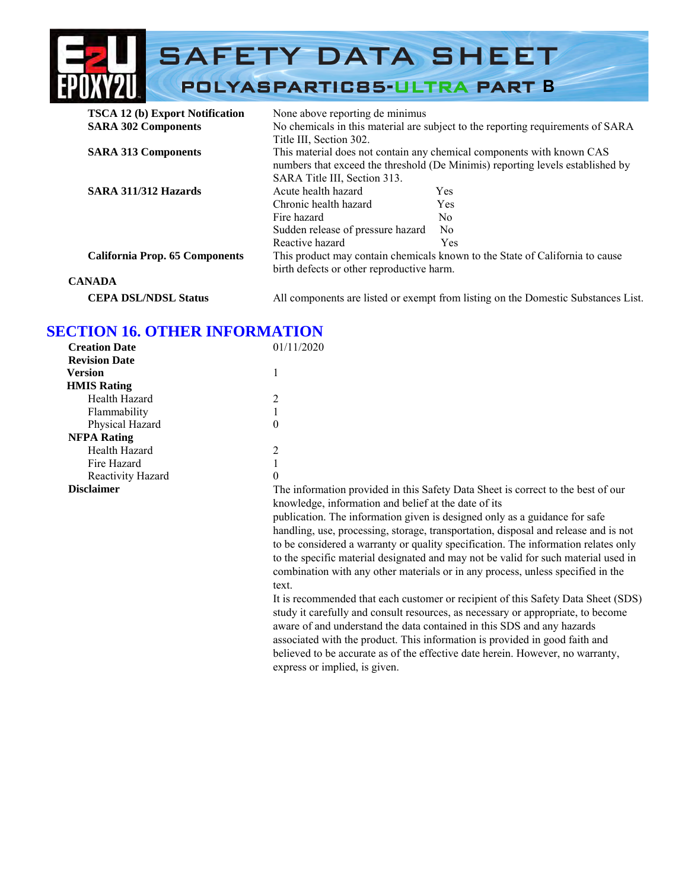| | |
|---|---|
| **TSCA 12 (b) Export Notification** | None above reporting de minimus |
| **SARA 302 Components** | No chemicals in this material are subject to the reporting requirements of SARA Title III, Section 302. |
| **SARA 313 Components** | This material does not contain any chemical components with known CAS numbers that exceed the threshold (De Minimis) reporting levels established by SARA Title III, Section 313. |
| **SARA 311/312 Hazards** | Acute health hazard Yes |
| | Chronic health hazard Yes |
| | Fire hazard No |
| | Sudden release of pressure hazard No |
| | Reactive hazard Yes |
| **California Prop. 65 Components** | This product may contain chemicals known to the State of California to cause birth defects or other reproductive harm. |

**CANADA**

| | |
|---|---|
| **CEPA DSL/NDSL Status** | All components are listed or exempt from listing on the Domestic Substances List. |

## SECTION 16. OTHER INFORMATION

| | |
|---|---|
| **Creation Date** | 01/11/2020 |
| **Revision Date** | |
| **Version** | 1 |
| **HMIS Rating** | |
| Health Hazard | 2 |
| Flammability | 1 |
| Physical Hazard | 0 |
| **NFPA Rating** | |
| Health Hazard | 2 |
| Fire Hazard | 1 |
| Reactivity Hazard | 0 |

**Disclaimer**

The information provided in this Safety Data Sheet is correct to the best of our knowledge, information and belief at the date of its publication. The information given is designed only as a guidance for safe handling, use, processing, storage, transportation, disposal and release and is not to be considered a warranty or quality specification. The information relates only to the specific material designated and may not be valid for such material used in combination with any other materials or in any process, unless specified in the text.

It is recommended that each customer or recipient of this Safety Data Sheet (SDS) study it carefully and consult resources, as necessary or appropriate, to become aware of and understand the data contained in this SDS and any hazards associated with the product. This information is provided in good faith and believed to be accurate as of the effective date herein. However, no warranty, express or implied, is given.